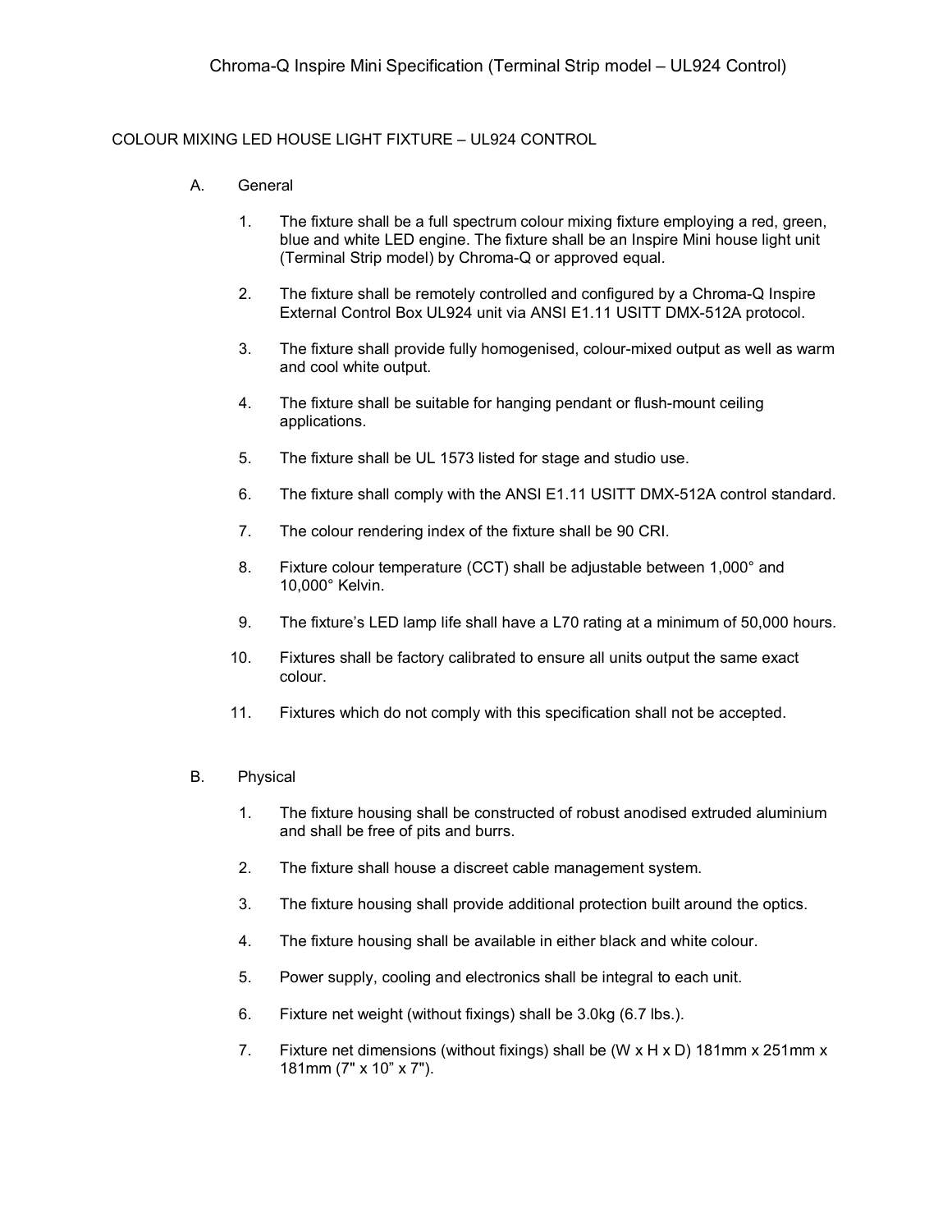# Chroma-Q Inspire Mini Specification (Terminal Strip model – UL924 Control)

## COLOUR MIXING LED HOUSE LIGHT FIXTURE – UL924 CONTROL

### A. General

1. The fixture shall be a full spectrum colour mixing fixture employing a red, green, blue and white LED engine. The fixture shall be an Inspire Mini house light unit (Terminal Strip model) by Chroma-Q or approved equal.
2. The fixture shall be remotely controlled and configured by a Chroma-Q Inspire External Control Box UL924 unit via ANSI E1.11 USITT DMX-512A protocol.
3. The fixture shall provide fully homogenised, colour-mixed output as well as warm and cool white output.
4. The fixture shall be suitable for hanging pendant or flush-mount ceiling applications.
5. The fixture shall be UL 1573 listed for stage and studio use.
6. The fixture shall comply with the ANSI E1.11 USITT DMX-512A control standard.
7. The colour rendering index of the fixture shall be 90 CRI.
8. Fixture colour temperature (CCT) shall be adjustable between 1,000° and 10,000° Kelvin.
9. The fixture's LED lamp life shall have a L70 rating at a minimum of 50,000 hours.
10. Fixtures shall be factory calibrated to ensure all units output the same exact colour.
11. Fixtures which do not comply with this specification shall not be accepted.

### B. Physical

1. The fixture housing shall be constructed of robust anodised extruded aluminium and shall be free of pits and burrs.
2. The fixture shall house a discreet cable management system.
3. The fixture housing shall provide additional protection built around the optics.
4. The fixture housing shall be available in either black and white colour.
5. Power supply, cooling and electronics shall be integral to each unit.
6. Fixture net weight (without fixings) shall be 3.0kg (6.7 lbs.).
7. Fixture net dimensions (without fixings) shall be (W x H x D) 181mm x 251mm x 181mm (7" x 10" x 7").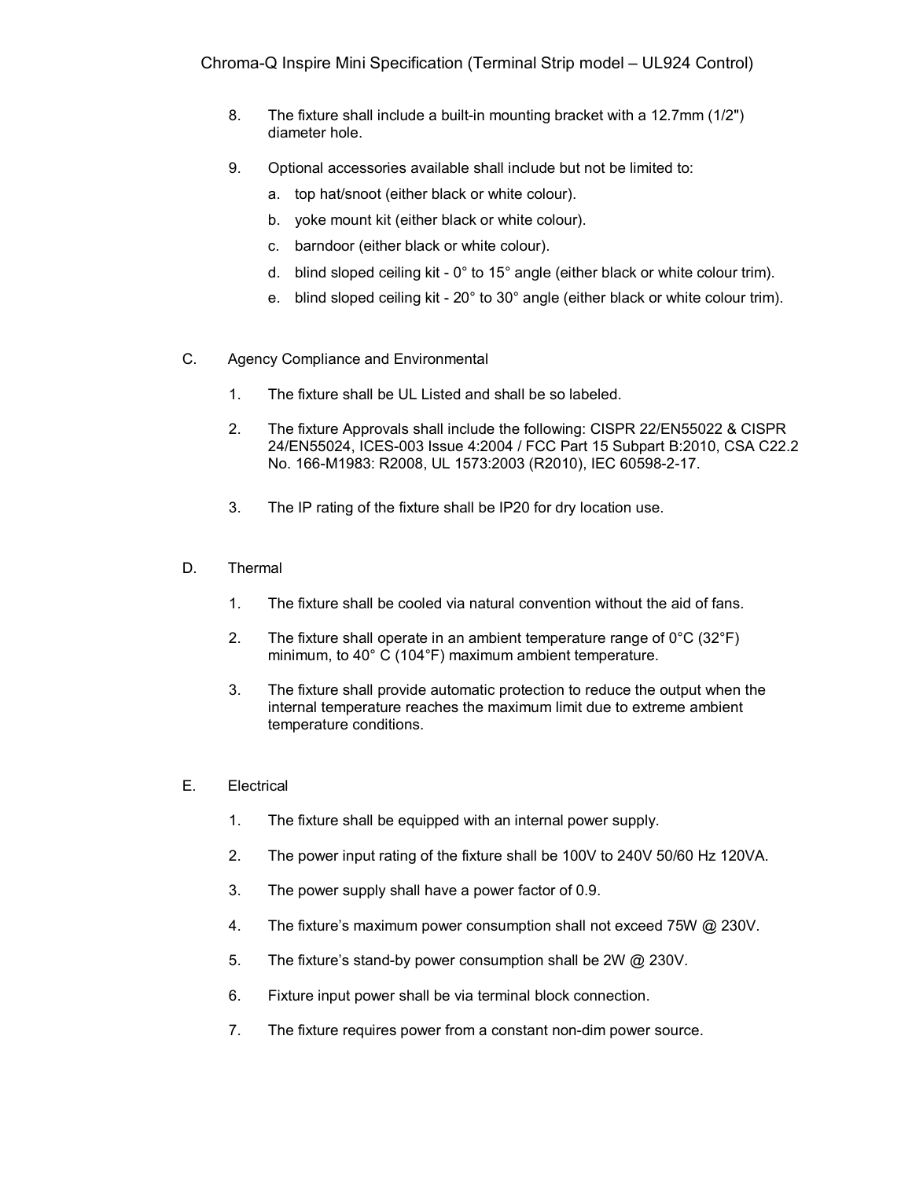8. The fixture shall include a built-in mounting bracket with a 12.7mm (1/2") diameter hole.

9. Optional accessories available shall include but not be limited to:
   a. top hat/snoot (either black or white colour).
   b. yoke mount kit (either black or white colour).
   c. barndoor (either black or white colour).
   d. blind sloped ceiling kit - 0° to 15° angle (either black or white colour trim).
   e. blind sloped ceiling kit - 20° to 30° angle (either black or white colour trim).

C. Agency Compliance and Environmental

1. The fixture shall be UL Listed and shall be so labeled.

2. The fixture Approvals shall include the following: CISPR 22/EN55022 & CISPR 24/EN55024, ICES-003 Issue 4:2004 / FCC Part 15 Subpart B:2010, CSA C22.2 No. 166-M1983: R2008, UL 1573:2003 (R2010), IEC 60598-2-17.

3. The IP rating of the fixture shall be IP20 for dry location use.

D. Thermal

1. The fixture shall be cooled via natural convention without the aid of fans.

2. The fixture shall operate in an ambient temperature range of 0°C (32°F) minimum, to 40° C (104°F) maximum ambient temperature.

3. The fixture shall provide automatic protection to reduce the output when the internal temperature reaches the maximum limit due to extreme ambient temperature conditions.

E. Electrical

1. The fixture shall be equipped with an internal power supply.

2. The power input rating of the fixture shall be 100V to 240V 50/60 Hz 120VA.

3. The power supply shall have a power factor of 0.9.

4. The fixture's maximum power consumption shall not exceed 75W @ 230V.

5. The fixture's stand-by power consumption shall be 2W @ 230V.

6. Fixture input power shall be via terminal block connection.

7. The fixture requires power from a constant non-dim power source.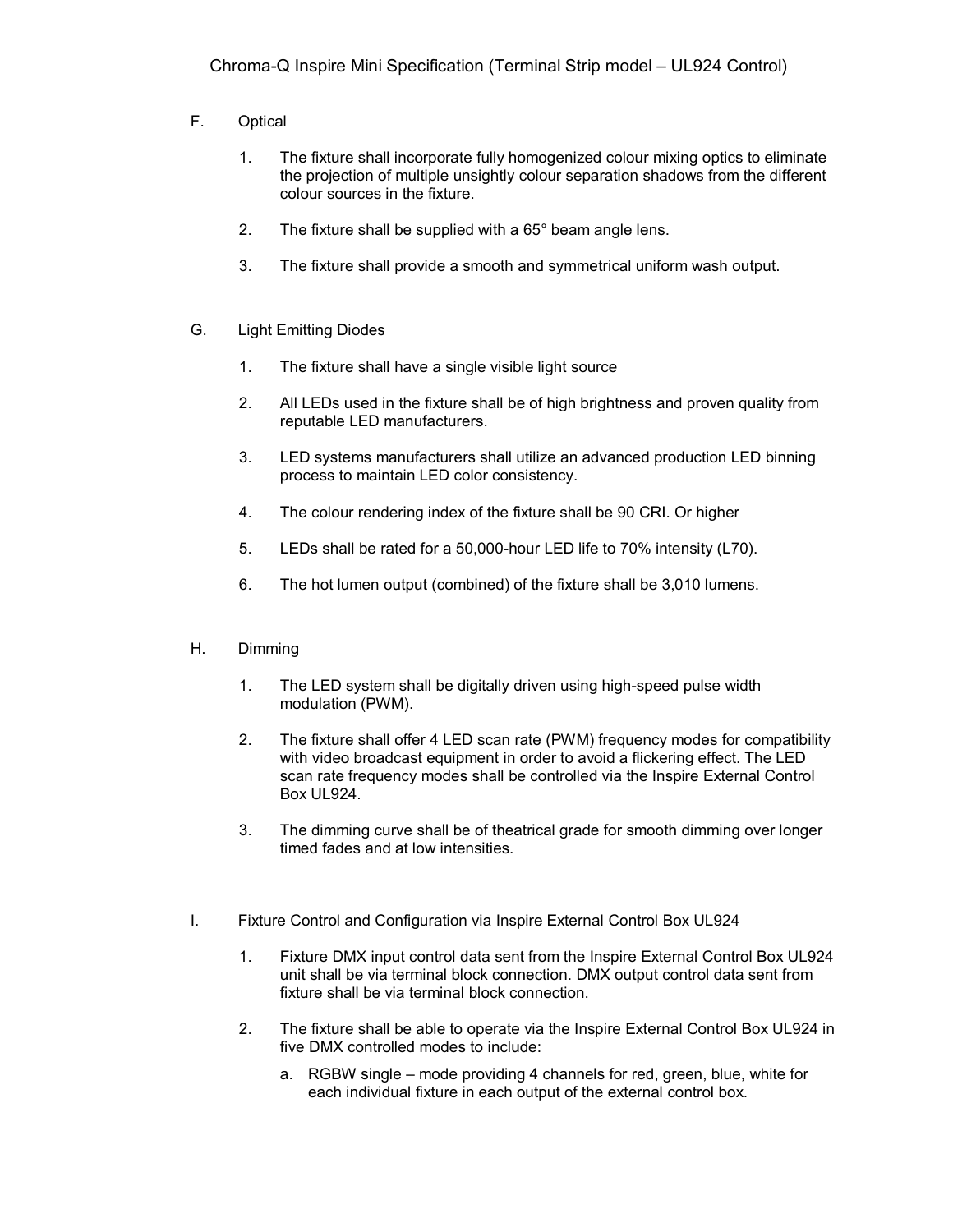F. Optical

1. The fixture shall incorporate fully homogenized colour mixing optics to eliminate the projection of multiple unsightly colour separation shadows from the different colour sources in the fixture.

2. The fixture shall be supplied with a 65° beam angle lens.

3. The fixture shall provide a smooth and symmetrical uniform wash output.

G. Light Emitting Diodes

1. The fixture shall have a single visible light source

2. All LEDs used in the fixture shall be of high brightness and proven quality from reputable LED manufacturers.

3. LED systems manufacturers shall utilize an advanced production LED binning process to maintain LED color consistency.

4. The colour rendering index of the fixture shall be 90 CRI. Or higher

5. LEDs shall be rated for a 50,000-hour LED life to 70% intensity (L70).

6. The hot lumen output (combined) of the fixture shall be 3,010 lumens.

H. Dimming

1. The LED system shall be digitally driven using high-speed pulse width modulation (PWM).

2. The fixture shall offer 4 LED scan rate (PWM) frequency modes for compatibility with video broadcast equipment in order to avoid a flickering effect. The LED scan rate frequency modes shall be controlled via the Inspire External Control Box UL924.

3. The dimming curve shall be of theatrical grade for smooth dimming over longer timed fades and at low intensities.

I. Fixture Control and Configuration via Inspire External Control Box UL924

1. Fixture DMX input control data sent from the Inspire External Control Box UL924 unit shall be via terminal block connection. DMX output control data sent from fixture shall be via terminal block connection.

2. The fixture shall be able to operate via the Inspire External Control Box UL924 in five DMX controlled modes to include:

   a. RGBW single – mode providing 4 channels for red, green, blue, white for each individual fixture in each output of the external control box.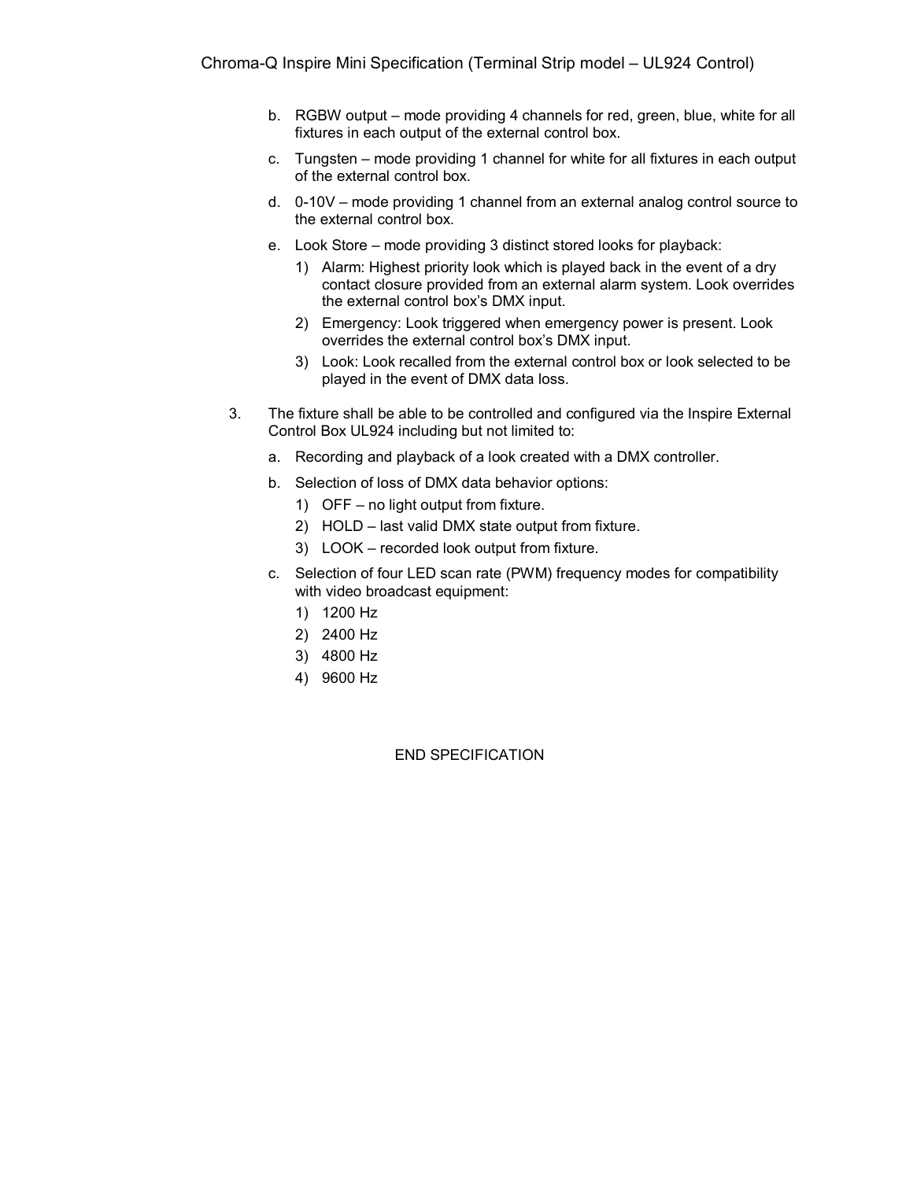b. RGBW output – mode providing 4 channels for red, green, blue, white for all fixtures in each output of the external control box.

c. Tungsten – mode providing 1 channel for white for all fixtures in each output of the external control box.

d. 0-10V – mode providing 1 channel from an external analog control source to the external control box.

e. Look Store – mode providing 3 distinct stored looks for playback:

   1) Alarm: Highest priority look which is played back in the event of a dry contact closure provided from an external alarm system. Look overrides the external control box's DMX input.

   2) Emergency: Look triggered when emergency power is present. Look overrides the external control box's DMX input.

   3) Look: Look recalled from the external control box or look selected to be played in the event of DMX data loss.

3. The fixture shall be able to be controlled and configured via the Inspire External Control Box UL924 including but not limited to:

   a. Recording and playback of a look created with a DMX controller.

   b. Selection of loss of DMX data behavior options:

      1) OFF – no light output from fixture.

      2) HOLD – last valid DMX state output from fixture.

      3) LOOK – recorded look output from fixture.

   c. Selection of four LED scan rate (PWM) frequency modes for compatibility with video broadcast equipment:

      1) 1200 Hz

      2) 2400 Hz

      3) 4800 Hz

      4) 9600 Hz

END SPECIFICATION